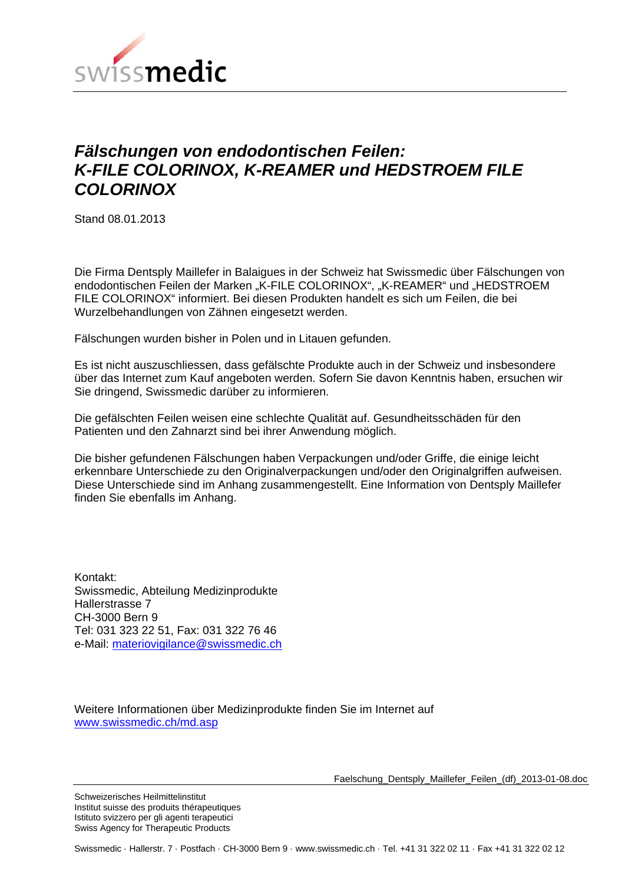# *Fälschungen von endodontischen Feilen: K-FILE COLORINOX, K-REAMER und HEDSTROEM FILE COLORINOX*

Stand 08.01.2013

Die Firma Dentsply Maillefer in Balaigues in der Schweiz hat Swissmedic über Fälschungen von endodontischen Feilen der Marken „K-FILE COLORINOX", „K-REAMER" und „HEDSTROEM FILE COLORINOX" informiert. Bei diesen Produkten handelt es sich um Feilen, die bei Wurzelbehandlungen von Zähnen eingesetzt werden.

Fälschungen wurden bisher in Polen und in Litauen gefunden.

Es ist nicht auszuschliessen, dass gefälschte Produkte auch in der Schweiz und insbesondere über das Internet zum Kauf angeboten werden. Sofern Sie davon Kenntnis haben, ersuchen wir Sie dringend, Swissmedic darüber zu informieren.

Die gefälschten Feilen weisen eine schlechte Qualität auf. Gesundheitsschäden für den Patienten und den Zahnarzt sind bei ihrer Anwendung möglich.

Die bisher gefundenen Fälschungen haben Verpackungen und/oder Griffe, die einige leicht erkennbare Unterschiede zu den Originalverpackungen und/oder den Originalgriffen aufweisen. Diese Unterschiede sind im Anhang zusammengestellt. Eine Information von Dentsply Maillefer finden Sie ebenfalls im Anhang.

Kontakt:
Swissmedic, Abteilung Medizinprodukte
Hallerstrasse 7
CH-3000 Bern 9
Tel: 031 323 22 51, Fax: 031 322 76 46
e-Mail: materiovigilance@swissmedic.ch

Weitere Informationen über Medizinprodukte finden Sie im Internet auf
www.swissmedic.ch/md.asp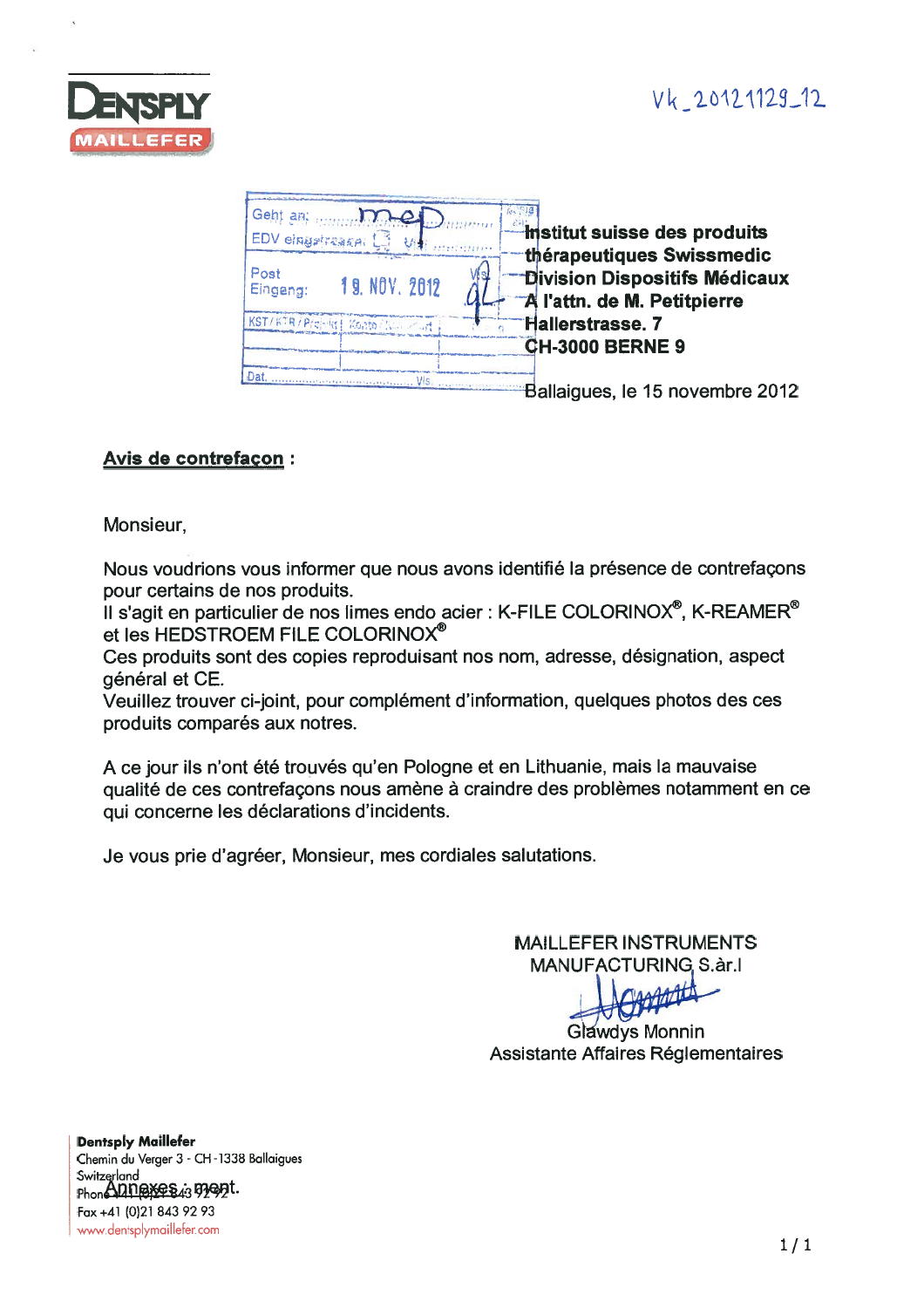Vk_20121129_12

Institut suisse des produits thérapeutiques Swissmedic
Division Dispositifs Médicaux
A l'attn. de M. Petitpierre
Hallerstrasse. 7
CH-3000 BERNE 9

Ballaigues, le 15 novembre 2012

**Avis de contrefaçon :**

Monsieur,

Nous voudrions vous informer que nous avons identifié la présence de contrefaçons pour certains de nos produits.
Il s'agit en particulier de nos limes endo acier : K-FILE COLORINOX®, K-REAMER® et les HEDSTROEM FILE COLORINOX®
Ces produits sont des copies reproduisant nos nom, adresse, désignation, aspect général et CE.
Veuillez trouver ci-joint, pour complément d'information, quelques photos des ces produits comparés aux notres.

A ce jour ils n'ont été trouvés qu'en Pologne et en Lithuanie, mais la mauvaise qualité de ces contrefaçons nous amène à craindre des problèmes notamment en ce qui concerne les déclarations d'incidents.

Je vous prie d'agréer, Monsieur, mes cordiales salutations.

MAILLEFER INSTRUMENTS MANUFACTURING S.àr.l

Glawdys Monnin
Assistante Affaires Réglementaires

Annexes : ment.

**Dentsply Maillefer**
Chemin du Verger 3 - CH-1338 Ballaigues
Switzerland
Phone +41 (0)21 843 92 92
Fax +41 (0)21 843 92 93
www.dentsplymaillefer.com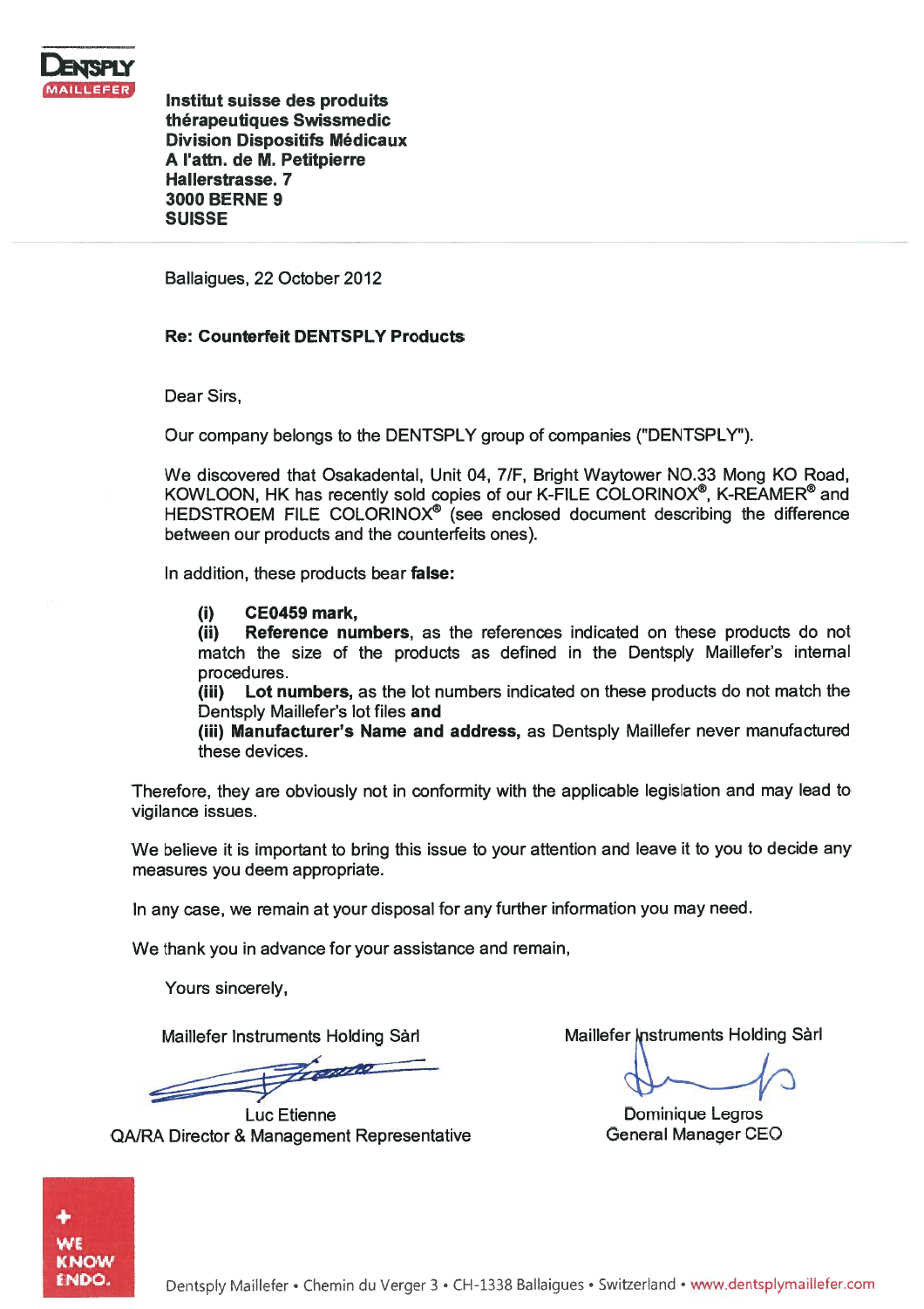DENTSPLY
MAILLEFER

**Institut suisse des produits thérapeutiques Swissmedic**
**Division Dispositifs Médicaux**
**A l'attn. de M. Petitpierre**
**Hallerstrasse. 7**
**3000 BERNE 9**
**SUISSE**

Ballaigues, 22 October 2012

**Re: Counterfeit DENTSPLY Products**

Dear Sirs,

Our company belongs to the DENTSPLY group of companies ("DENTSPLY").

We discovered that Osakadental, Unit 04, 7/F, Bright Waytower NO.33 Mong KO Road, KOWLOON, HK has recently sold copies of our K-FILE COLORINOX®, K-REAMER® and HEDSTROEM FILE COLORINOX® (see enclosed document describing the difference between our products and the counterfeits ones).

In addition, these products bear **false:**

**(i) CE0459 mark,**
**(ii) Reference numbers**, as the references indicated on these products do not match the size of the products as defined in the Dentsply Maillefer's internal procedures.
**(iii) Lot numbers,** as the lot numbers indicated on these products do not match the Dentsply Maillefer's lot files **and**
**(iii) Manufacturer's Name and address,** as Dentsply Maillefer never manufactured these devices.

Therefore, they are obviously not in conformity with the applicable legislation and may lead to vigilance issues.

We believe it is important to bring this issue to your attention and leave it to you to decide any measures you deem appropriate.

In any case, we remain at your disposal for any further information you may need.

We thank you in advance for your assistance and remain,

Yours sincerely,

Maillefer Instruments Holding Sàrl

Luc Etienne
QA/RA Director & Management Representative

Maillefer Instruments Holding Sàrl

Dominique Legros
General Manager CEO

WE KNOW ENDO.

Dentsply Maillefer • Chemin du Verger 3 • CH-1338 Ballaigues • Switzerland • www.dentsplymaillefer.com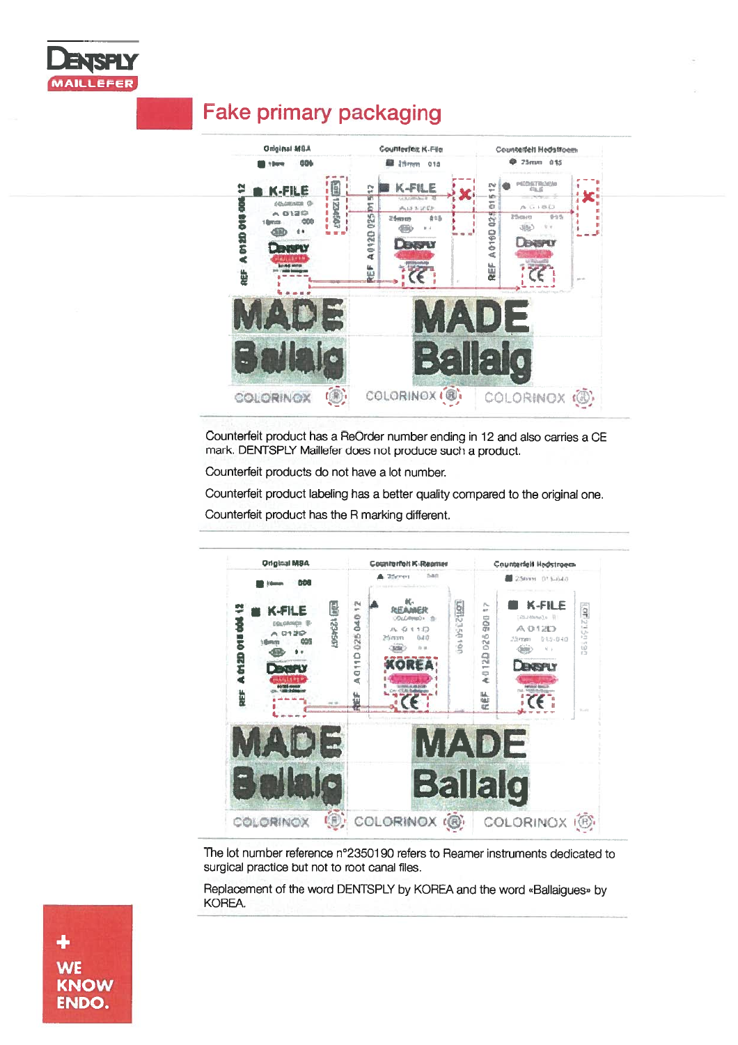# Fake primary packaging

Counterfeit product has a ReOrder number ending in 12 and also carries a CE mark. DENTSPLY Maillefer does not produce such a product.

Counterfeit products do not have a lot number.

Counterfeit product labeling has a better quality compared to the original one.

Counterfeit product has the R marking different.

The lot number reference n°2350190 refers to Reamer instruments dedicated to surgical practice but not to root canal files.

Replacement of the word DENTSPLY by KOREA and the word «Ballaigues» by KOREA.

+ WE KNOW ENDO.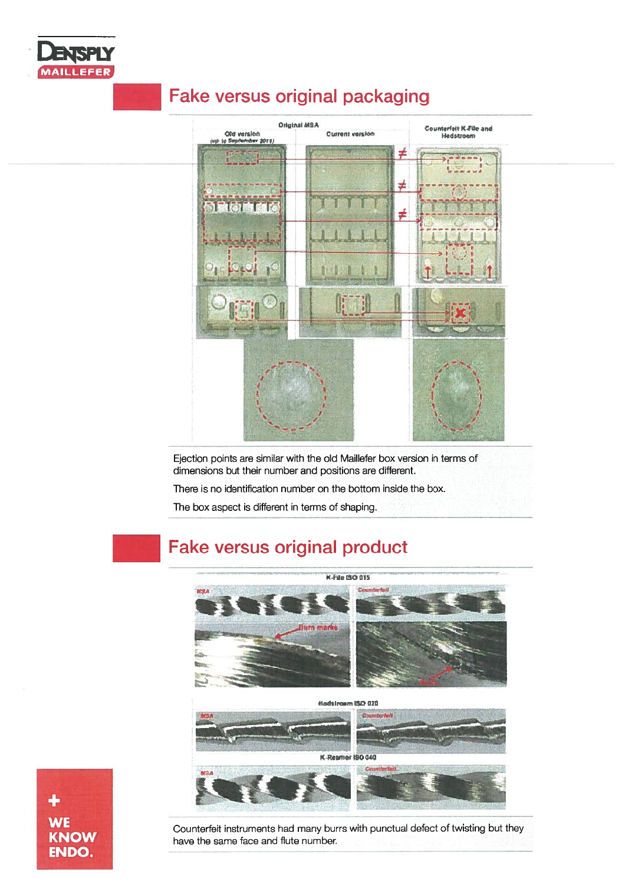## Fake versus original packaging

Ejection points are similar with the old Maillefer box version in terms of dimensions but their number and positions are different.

There is no identification number on the bottom inside the box.

The box aspect is different in terms of shaping.

## Fake versus original product

Counterfeit instruments had many burrs with punctual defect of twisting but they have the same face and flute number.

+ WE KNOW ENDO.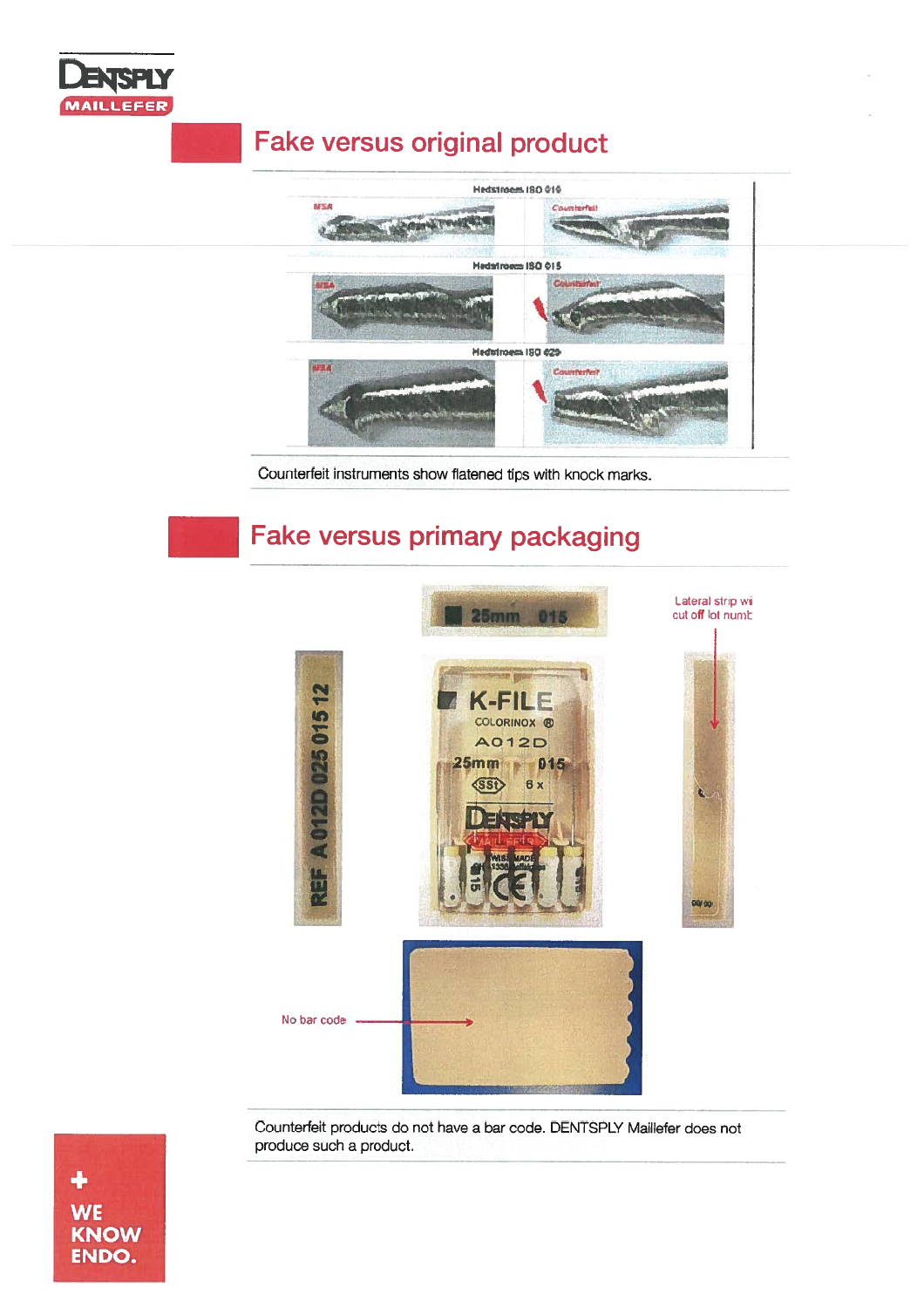## Fake versus original product

Hedstroem ISO 010

MSA | Counterfeit

Hedstroem ISO 015

MSA | Counterfeit

Hedstroem ISO 020

MSA | Counterfeit

Counterfeit instruments show flatened tips with knock marks.

## Fake versus primary packaging

25mm 015

REF A 012D 025 015 12

K-FILE
COLORINOX ®
A012D
25mm 015
SST 6 x
DENTSPLY MAILLEFER

Lateral strip wi
cut off lot numb

No bar code

Counterfeit products do not have a bar code. DENTSPLY Maillefer does not produce such a product.

+ WE KNOW ENDO.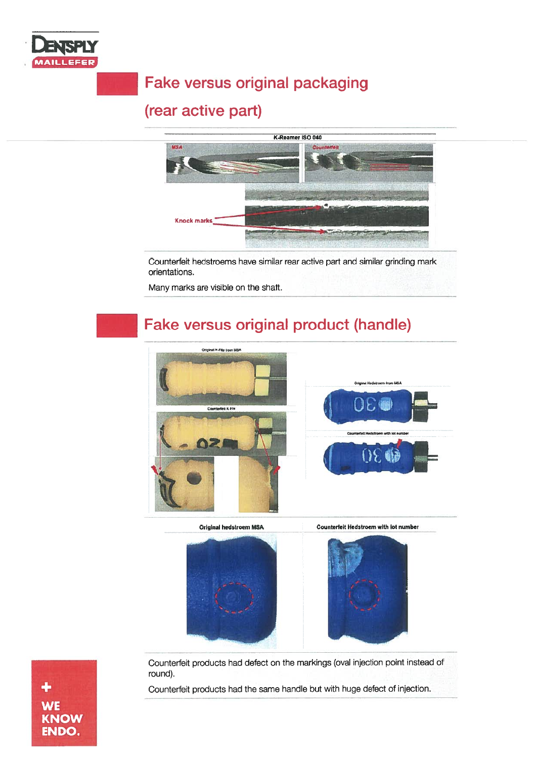## Fake versus original packaging (rear active part)

K-Reamer ISO 040

MSA | Counterfeit

Knock marks

Counterfeit hedstroems have similar rear active part and similar grinding mark orientations.

Many marks are visible on the shaft.

## Fake versus original product (handle)

Original K-File from MSA

Counterfeit K-File

Original Hedstroem from MSA

Counterfeit Hedstroem with lot number

Original hedstroem MSA | Counterfeit Hedstroem with lot number

Counterfeit products had defect on the markings (oval injection point instead of round).

Counterfeit products had the same handle but with huge defect of injection.

+ WE KNOW ENDO.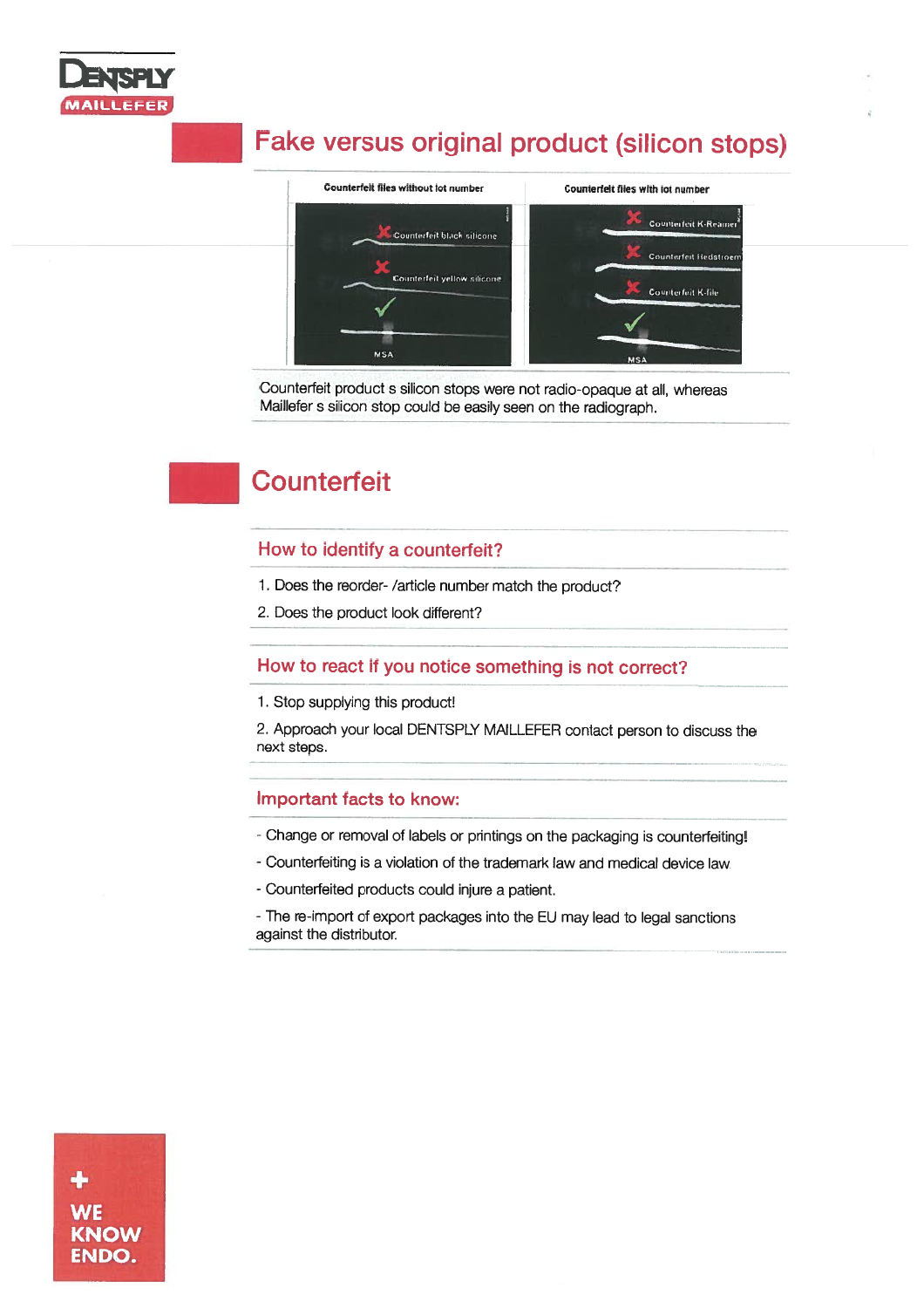# Fake versus original product (silicon stops)

Counterfeit files without lot number

Counterfeit black silicone

Counterfeit yellow silicone

MSA

Counterfeit files with lot number

Counterfeit K-Reamer

Counterfeit Hedstroem

Counterfeit K-file

MSA

Counterfeit product s silicon stops were not radio-opaque at all, whereas Maillefer s silicon stop could be easily seen on the radiograph.

# Counterfeit

## How to identify a counterfeit?

1. Does the reorder- /article number match the product?
2. Does the product look different?

## How to react if you notice something is not correct?

1. Stop supplying this product!
2. Approach your local DENTSPLY MAILLEFER contact person to discuss the next steps.

## Important facts to know:

- Change or removal of labels or printings on the packaging is counterfeiting!
- Counterfeiting is a violation of the trademark law and medical device law
- Counterfeited products could injure a patient.
- The re-import of export packages into the EU may lead to legal sanctions against the distributor.

WE KNOW ENDO.